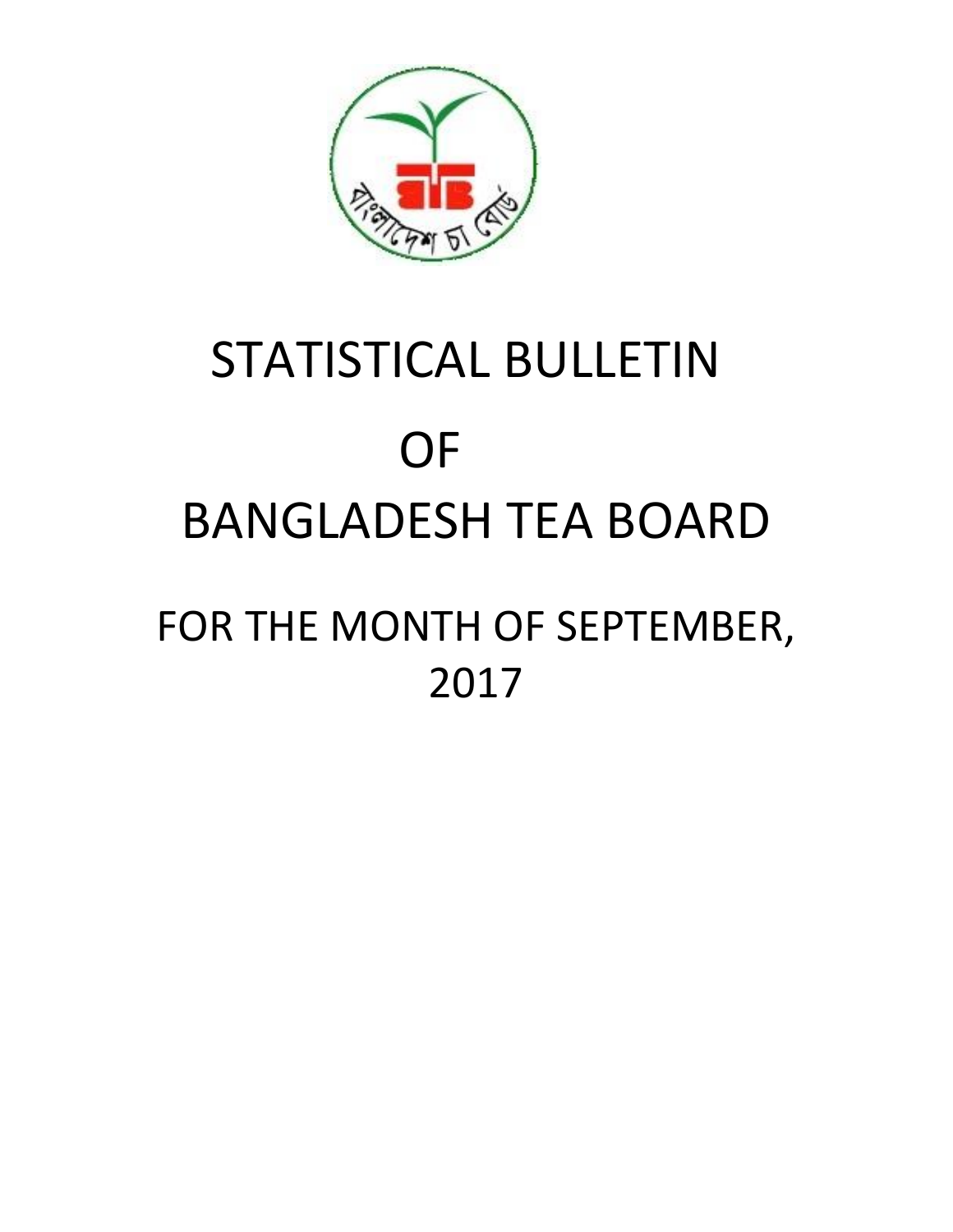# STATISTICAL BULLETIN

# OF

# BANGLADESH TEA BOARD

## FOR THE MONTH OF SEPTEMBER, 2017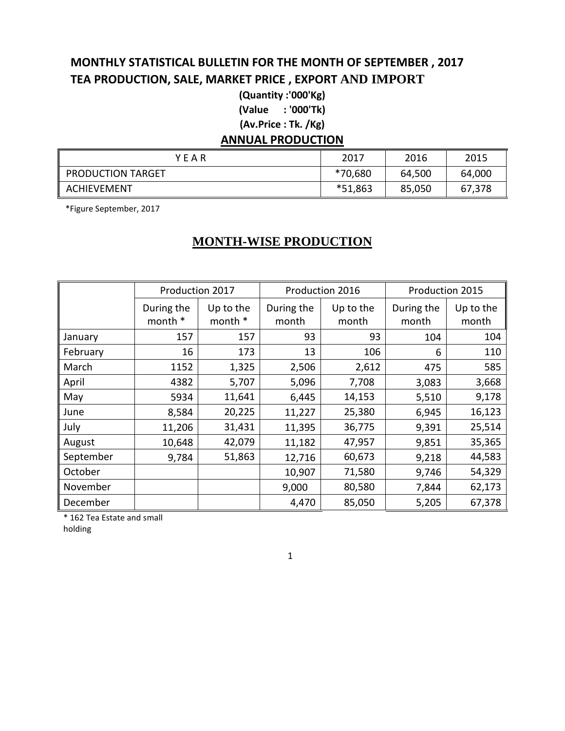# MONTHLY STATISTICAL BULLETIN FOR THE MONTH OF SEPTEMBER , 2017

# TEA PRODUCTION, SALE, MARKET PRICE , EXPORT AND IMPORT

**(Quantity :'000'Kg)**

**(Value : '000'Tk)**

**(Av.Price : Tk. /Kg)**

## ANNUAL PRODUCTION

| Y E A R | 2017 | 2016 | 2015 |
|---|---|---|---|
| PRODUCTION TARGET | *70,680 | 64,500 | 64,000 |
| ACHIEVEMENT | *51,863 | 85,050 | 67,378 |

*Figure September, 2017

## MONTH-WISE PRODUCTION

| | Production 2017 | | Production 2016 | | Production 2015 | |
|---|---|---|---|---|---|---|
| | During the month * | Up to the month * | During the month | Up to the month | During the month | Up to the month |
| January | 157 | 157 | 93 | 93 | 104 | 104 |
| February | 16 | 173 | 13 | 106 | 6 | 110 |
| March | 1152 | 1,325 | 2,506 | 2,612 | 475 | 585 |
| April | 4382 | 5,707 | 5,096 | 7,708 | 3,083 | 3,668 |
| May | 5934 | 11,641 | 6,445 | 14,153 | 5,510 | 9,178 |
| June | 8,584 | 20,225 | 11,227 | 25,380 | 6,945 | 16,123 |
| July | 11,206 | 31,431 | 11,395 | 36,775 | 9,391 | 25,514 |
| August | 10,648 | 42,079 | 11,182 | 47,957 | 9,851 | 35,365 |
| September | 9,784 | 51,863 | 12,716 | 60,673 | 9,218 | 44,583 |
| October | | | 10,907 | 71,580 | 9,746 | 54,329 |
| November | | | 9,000 | 80,580 | 7,844 | 62,173 |
| December | | | 4,470 | 85,050 | 5,205 | 67,378 |

* 162 Tea Estate and small holding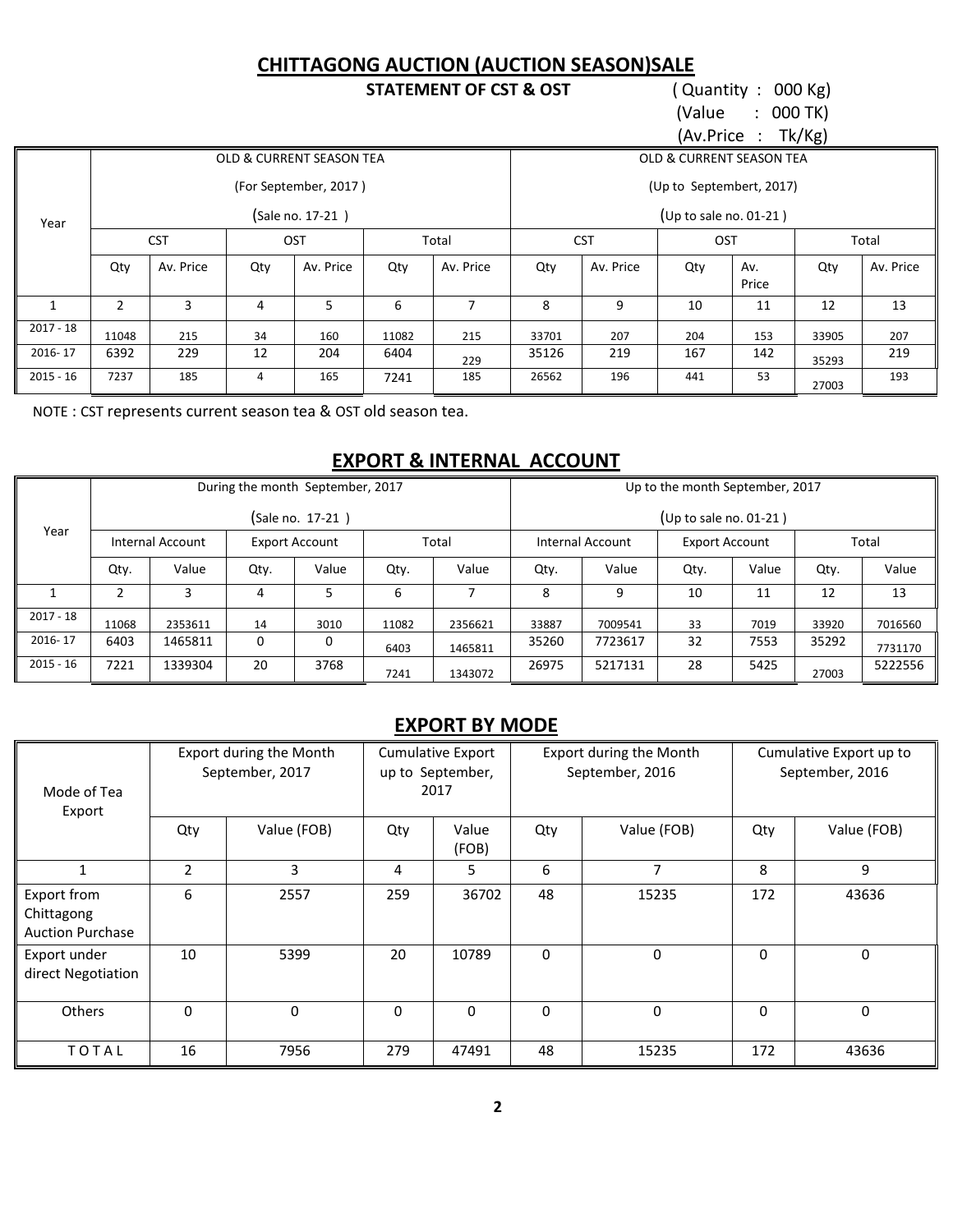## CHITTAGONG AUCTION (AUCTION SEASON)SALE

**STATEMENT OF CST & OST**

( Quantity : 000 Kg)
(Value : 000 TK)
(Av.Price : Tk/Kg)

| Year | OLD & CURRENT SEASON TEA (For September, 2017 ) (Sale no. 17-21 ) | | | | | | OLD & CURRENT SEASON TEA (Up to Septembert, 2017) (Up to sale no. 01-21 ) | | | | | |
|---|---|---|---|---|---|---|---|---|---|---|---|---|
| | CST | | OST | | Total | | CST | | OST | | Total | |
| | Qty | Av. Price | Qty | Av. Price | Qty | Av. Price | Qty | Av. Price | Qty | Av. Price | Qty | Av. Price |
| 1 | 2 | 3 | 4 | 5 | 6 | 7 | 8 | 9 | 10 | 11 | 12 | 13 |
| 2017 - 18 | 11048 | 215 | 34 | 160 | 11082 | 215 | 33701 | 207 | 204 | 153 | 33905 | 207 |
| 2016- 17 | 6392 | 229 | 12 | 204 | 6404 | 229 | 35126 | 219 | 167 | 142 | 35293 | 219 |
| 2015 - 16 | 7237 | 185 | 4 | 165 | 7241 | 185 | 26562 | 196 | 441 | 53 | 27003 | 193 |

NOTE : CST represents current season tea & OST old season tea.

## EXPORT & INTERNAL ACCOUNT

| Year | During the month September, 2017 (Sale no. 17-21 ) | | | | | | Up to the month September, 2017 (Up to sale no. 01-21 ) | | | | | |
|---|---|---|---|---|---|---|---|---|---|---|---|---|
| | Internal Account | | Export Account | | Total | | Internal Account | | Export Account | | Total | |
| | Qty. | Value | Qty. | Value | Qty. | Value | Qty. | Value | Qty. | Value | Qty. | Value |
| 1 | 2 | 3 | 4 | 5 | 6 | 7 | 8 | 9 | 10 | 11 | 12 | 13 |
| 2017 - 18 | 11068 | 2353611 | 14 | 3010 | 11082 | 2356621 | 33887 | 7009541 | 33 | 7019 | 33920 | 7016560 |
| 2016- 17 | 6403 | 1465811 | 0 | 0 | 6403 | 1465811 | 35260 | 7723617 | 32 | 7553 | 35292 | 7731170 |
| 2015 - 16 | 7221 | 1339304 | 20 | 3768 | 7241 | 1343072 | 26975 | 5217131 | 28 | 5425 | 27003 | 5222556 |

## EXPORT BY MODE

| Mode of Tea Export | Export during the Month September, 2017 | | Cumulative Export up to September, 2017 | | Export during the Month September, 2016 | | Cumulative Export up to September, 2016 | |
|---|---|---|---|---|---|---|---|---|
| | Qty | Value (FOB) | Qty | Value (FOB) | Qty | Value (FOB) | Qty | Value (FOB) |
| 1 | 2 | 3 | 4 | 5 | 6 | 7 | 8 | 9 |
| Export from Chittagong Auction Purchase | 6 | 2557 | 259 | 36702 | 48 | 15235 | 172 | 43636 |
| Export under direct Negotiation | 10 | 5399 | 20 | 10789 | 0 | 0 | 0 | 0 |
| Others | 0 | 0 | 0 | 0 | 0 | 0 | 0 | 0 |
| T O T A L | 16 | 7956 | 279 | 47491 | 48 | 15235 | 172 | 43636 |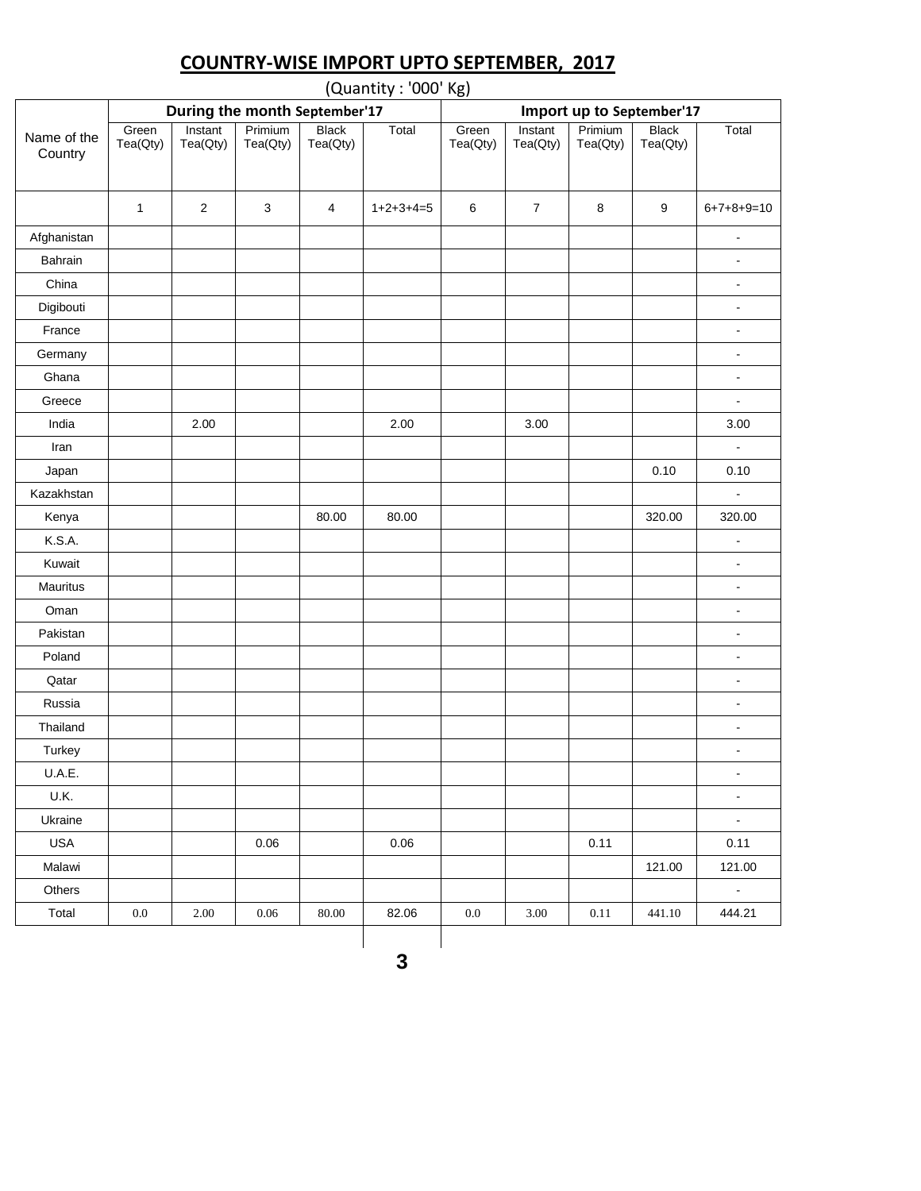## COUNTRY-WISE IMPORT UPTO SEPTEMBER, 2017

(Quantity : '000' Kg)

| Name of the Country | During the month September'17 | | | | | Import up to September'17 | | | | |
|---|---|---|---|---|---|---|---|---|---|---|
| | Green Tea(Qty) | Instant Tea(Qty) | Primium Tea(Qty) | Black Tea(Qty) | Total | Green Tea(Qty) | Instant Tea(Qty) | Primium Tea(Qty) | Black Tea(Qty) | Total |
| | 1 | 2 | 3 | 4 | 1+2+3+4=5 | 6 | 7 | 8 | 9 | 6+7+8+9=10 |
| Afghanistan | | | | | | | | | | - |
| Bahrain | | | | | | | | | | - |
| China | | | | | | | | | | - |
| Digibouti | | | | | | | | | | - |
| France | | | | | | | | | | - |
| Germany | | | | | | | | | | - |
| Ghana | | | | | | | | | | - |
| Greece | | | | | | | | | | - |
| India | | 2.00 | | | 2.00 | | 3.00 | | | 3.00 |
| Iran | | | | | | | | | | - |
| Japan | | | | | | | | | 0.10 | 0.10 |
| Kazakhstan | | | | | | | | | | - |
| Kenya | | | | 80.00 | 80.00 | | | | 320.00 | 320.00 |
| K.S.A. | | | | | | | | | | - |
| Kuwait | | | | | | | | | | - |
| Mauritus | | | | | | | | | | - |
| Oman | | | | | | | | | | - |
| Pakistan | | | | | | | | | | - |
| Poland | | | | | | | | | | - |
| Qatar | | | | | | | | | | - |
| Russia | | | | | | | | | | - |
| Thailand | | | | | | | | | | - |
| Turkey | | | | | | | | | | - |
| U.A.E. | | | | | | | | | | - |
| U.K. | | | | | | | | | | - |
| Ukraine | | | | | | | | | | - |
| USA | | | 0.06 | | 0.06 | | | 0.11 | | 0.11 |
| Malawi | | | | | | | | | 121.00 | 121.00 |
| Others | | | | | | | | | | - |
| Total | 0.0 | 2.00 | 0.06 | 80.00 | 82.06 | 0.0 | 3.00 | 0.11 | 441.10 | 444.21 |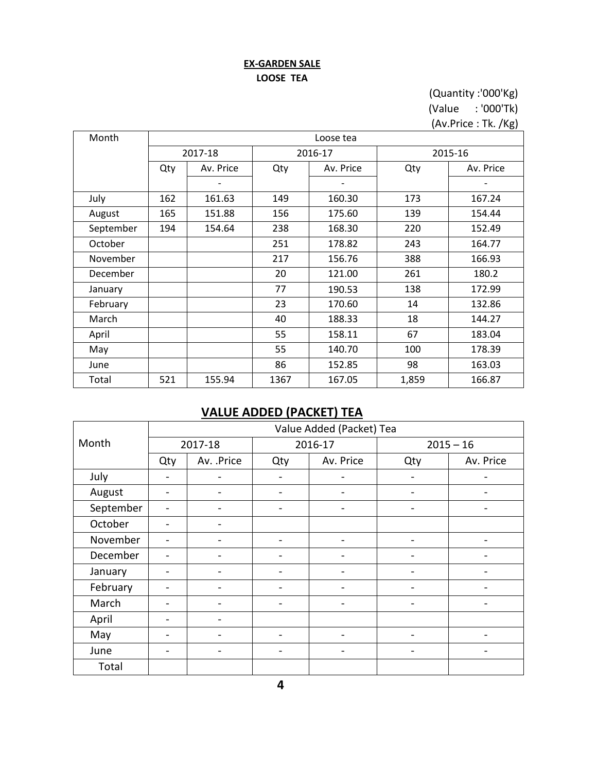**EX-GARDEN SALE**

**LOOSE TEA**

(Quantity :'000'Kg)
(Value : '000'Tk)
(Av.Price : Tk. /Kg)

| Month | Loose tea | | | | | |
|---|---|---|---|---|---|---|
| | 2017-18 | | 2016-17 | | 2015-16 | |
| | Qty | Av. Price | Qty | Av. Price | Qty | Av. Price |
| | | - | | - | | - |
| July | 162 | 161.63 | 149 | 160.30 | 173 | 167.24 |
| August | 165 | 151.88 | 156 | 175.60 | 139 | 154.44 |
| September | 194 | 154.64 | 238 | 168.30 | 220 | 152.49 |
| October | | | 251 | 178.82 | 243 | 164.77 |
| November | | | 217 | 156.76 | 388 | 166.93 |
| December | | | 20 | 121.00 | 261 | 180.2 |
| January | | | 77 | 190.53 | 138 | 172.99 |
| February | | | 23 | 170.60 | 14 | 132.86 |
| March | | | 40 | 188.33 | 18 | 144.27 |
| April | | | 55 | 158.11 | 67 | 183.04 |
| May | | | 55 | 140.70 | 100 | 178.39 |
| June | | | 86 | 152.85 | 98 | 163.03 |
| Total | 521 | 155.94 | 1367 | 167.05 | 1,859 | 166.87 |

## VALUE ADDED (PACKET) TEA

| Month | Value Added (Packet) Tea | | | | | |
|---|---|---|---|---|---|---|
| | 2017-18 | | 2016-17 | | 2015 – 16 | |
| | Qty | Av. .Price | Qty | Av. Price | Qty | Av. Price |
| July | - | - | - | - | - | - |
| August | - | - | - | - | - | - |
| September | - | - | - | - | - | - |
| October | - | - | | | | |
| November | - | - | - | - | - | - |
| December | - | - | - | - | - | - |
| January | - | - | - | - | - | - |
| February | - | - | - | - | - | - |
| March | - | - | - | - | - | - |
| April | - | - | | | | |
| May | - | - | - | - | - | - |
| June | - | - | - | - | - | - |
| Total | | | | | | |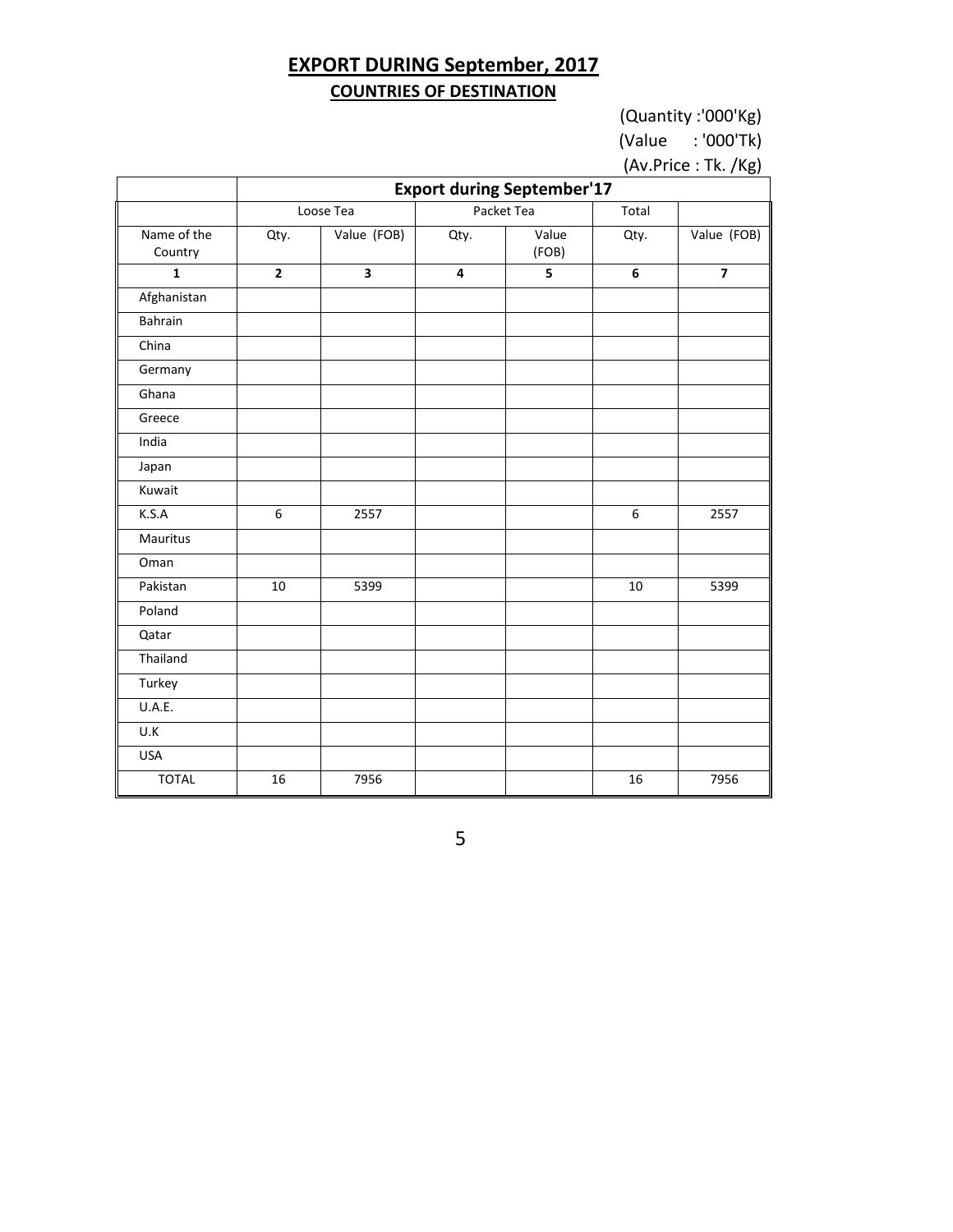## EXPORT DURING September, 2017

### COUNTRIES OF DESTINATION

(Quantity :'000'Kg)
(Value : '000'Tk)
(Av.Price : Tk. /Kg)

| | Export during September'17 | | | | | |
|---|---|---|---|---|---|---|
| | Loose Tea | | Packet Tea | | Total | |
| Name of the Country | Qty. | Value (FOB) | Qty. | Value (FOB) | Qty. | Value (FOB) |
| **1** | **2** | **3** | **4** | **5** | **6** | **7** |
| Afghanistan | | | | | | |
| Bahrain | | | | | | |
| China | | | | | | |
| Germany | | | | | | |
| Ghana | | | | | | |
| Greece | | | | | | |
| India | | | | | | |
| Japan | | | | | | |
| Kuwait | | | | | | |
| K.S.A | 6 | 2557 | | | 6 | 2557 |
| Mauritus | | | | | | |
| Oman | | | | | | |
| Pakistan | 10 | 5399 | | | 10 | 5399 |
| Poland | | | | | | |
| Qatar | | | | | | |
| Thailand | | | | | | |
| Turkey | | | | | | |
| U.A.E. | | | | | | |
| U.K | | | | | | |
| USA | | | | | | |
| TOTAL | 16 | 7956 | | | 16 | 7956 |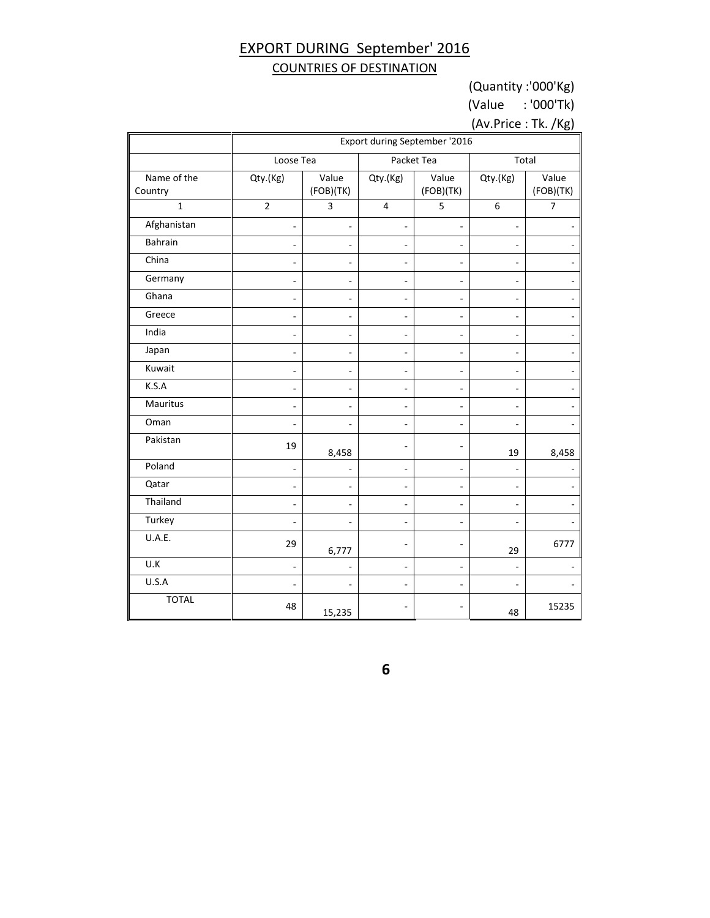# EXPORT DURING September' 2016

## COUNTRIES OF DESTINATION

(Quantity :'000'Kg)
(Value : '000'Tk)
(Av.Price : Tk. /Kg)

| | Export during September '2016 | | | | | |
|---|---|---|---|---|---|---|
| | Loose Tea | | Packet Tea | | Total | |
| Name of the Country | Qty.(Kg) | Value (FOB)(TK) | Qty.(Kg) | Value (FOB)(TK) | Qty.(Kg) | Value (FOB)(TK) |
| 1 | 2 | 3 | 4 | 5 | 6 | 7 |
| Afghanistan | - | - | - | - | - | - |
| Bahrain | - | - | - | - | - | - |
| China | - | - | - | - | - | - |
| Germany | - | - | - | - | - | - |
| Ghana | - | - | - | - | - | - |
| Greece | - | - | - | - | - | - |
| India | - | - | - | - | - | - |
| Japan | - | - | - | - | - | - |
| Kuwait | - | - | - | - | - | - |
| K.S.A | - | - | - | - | - | - |
| Mauritus | - | - | - | - | - | - |
| Oman | - | - | - | - | - | - |
| Pakistan | 19 | 8,458 | - | - | 19 | 8,458 |
| Poland | - | - | - | - | - | - |
| Qatar | - | - | - | - | - | - |
| Thailand | - | - | - | - | - | - |
| Turkey | - | - | - | - | - | - |
| U.A.E. | 29 | 6,777 | - | - | 29 | 6777 |
| U.K | - | - | - | - | - | - |
| U.S.A | - | - | - | - | - | - |
| TOTAL | 48 | 15,235 | - | - | 48 | 15235 |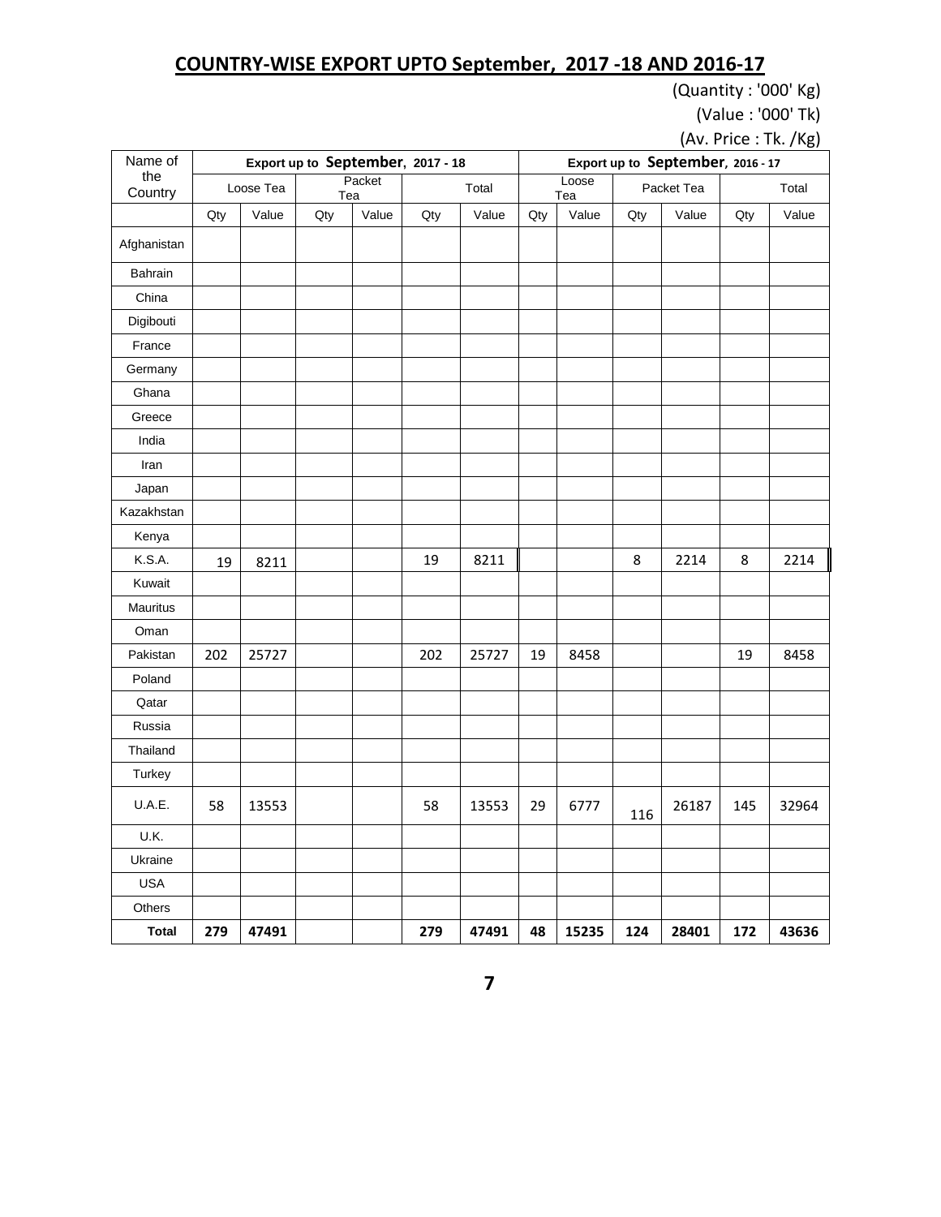# COUNTRY-WISE EXPORT UPTO September, 2017 -18 AND 2016-17

(Quantity : '000' Kg)
(Value : '000' Tk)
(Av. Price : Tk. /Kg)

| Name of the Country | Export up to September, 2017 - 18 | | | | | | Export up to September, 2016 - 17 | | | | | |
|---|---|---|---|---|---|---|---|---|---|---|---|---|
| | Loose Tea | | Packet Tea | | Total | | Loose Tea | | Packet Tea | | Total | |
| | Qty | Value | Qty | Value | Qty | Value | Qty | Value | Qty | Value | Qty | Value |
| Afghanistan | | | | | | | | | | | | |
| Bahrain | | | | | | | | | | | | |
| China | | | | | | | | | | | | |
| Digibouti | | | | | | | | | | | | |
| France | | | | | | | | | | | | |
| Germany | | | | | | | | | | | | |
| Ghana | | | | | | | | | | | | |
| Greece | | | | | | | | | | | | |
| India | | | | | | | | | | | | |
| Iran | | | | | | | | | | | | |
| Japan | | | | | | | | | | | | |
| Kazakhstan | | | | | | | | | | | | |
| Kenya | | | | | | | | | | | | |
| K.S.A. | 19 | 8211 | | | 19 | 8211 | | | 8 | 2214 | 8 | 2214 |
| Kuwait | | | | | | | | | | | | |
| Mauritus | | | | | | | | | | | | |
| Oman | | | | | | | | | | | | |
| Pakistan | 202 | 25727 | | | 202 | 25727 | 19 | 8458 | | | 19 | 8458 |
| Poland | | | | | | | | | | | | |
| Qatar | | | | | | | | | | | | |
| Russia | | | | | | | | | | | | |
| Thailand | | | | | | | | | | | | |
| Turkey | | | | | | | | | | | | |
| U.A.E. | 58 | 13553 | | | 58 | 13553 | 29 | 6777 | 116 | 26187 | 145 | 32964 |
| U.K. | | | | | | | | | | | | |
| Ukraine | | | | | | | | | | | | |
| USA | | | | | | | | | | | | |
| Others | | | | | | | | | | | | |
| **Total** | **279** | **47491** | | | **279** | **47491** | **48** | **15235** | **124** | **28401** | **172** | **43636** |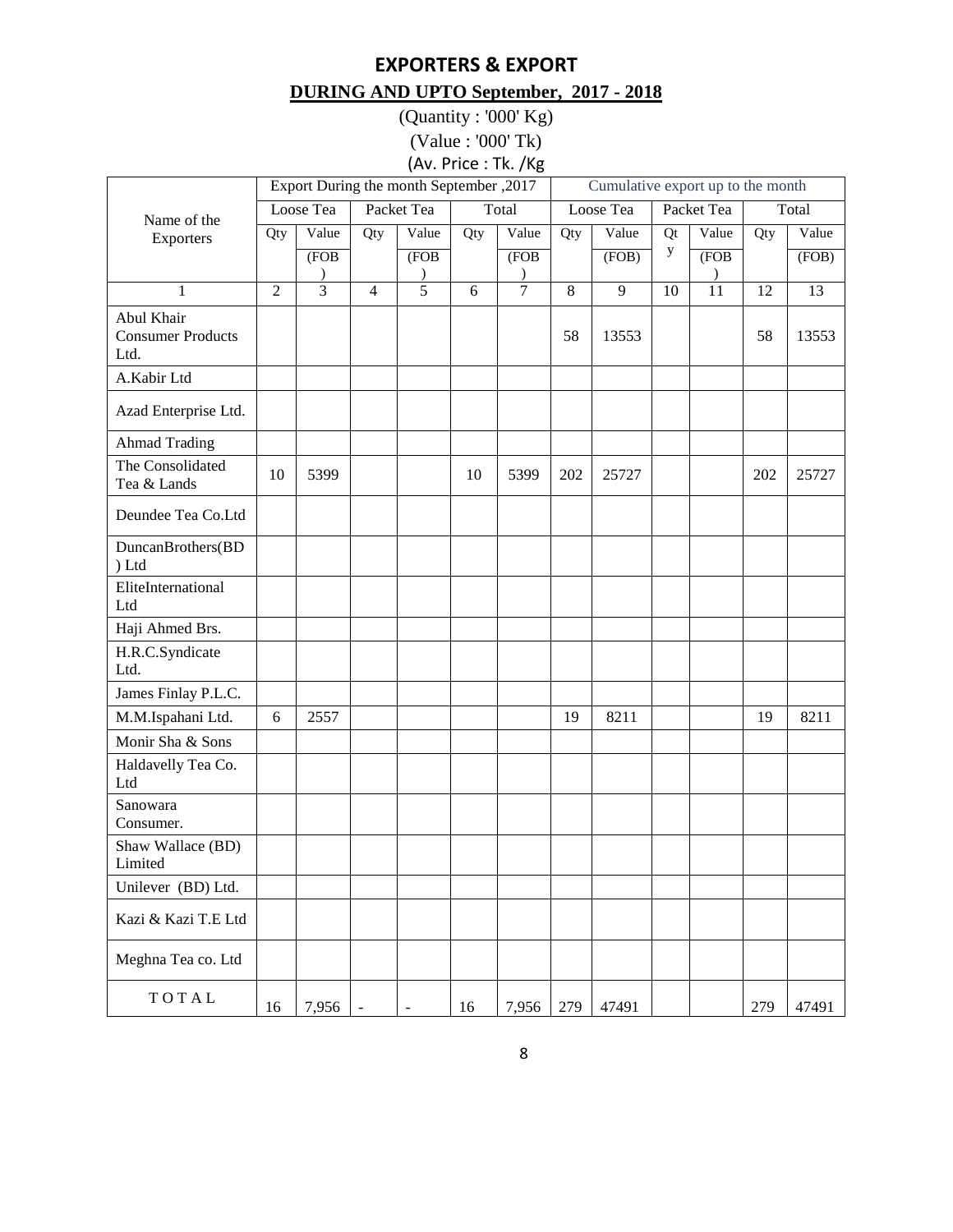## EXPORTERS & EXPORT

**DURING AND UPTO September, 2017 - 2018**

(Quantity : '000' Kg)

(Value : '000' Tk)

(Av. Price : Tk. /Kg

| Name of the Exporters | Export During the month September ,2017 | | | | | | Cumulative export up to the month | | | | | |
|---|---|---|---|---|---|---|---|---|---|---|---|---|
| | Loose Tea | | Packet Tea | | Total | | Loose Tea | | Packet Tea | | Total | |
| | Qty | Value (FOB) | Qty | Value (FOB) | Qty | Value (FOB) | Qty | Value (FOB) | Qty | Value (FOB) | Qty | Value (FOB) |
| 1 | 2 | 3 | 4 | 5 | 6 | 7 | 8 | 9 | 10 | 11 | 12 | 13 |
| Abul Khair Consumer Products Ltd. | | | | | | | 58 | 13553 | | | 58 | 13553 |
| A.Kabir Ltd | | | | | | | | | | | | |
| Azad Enterprise Ltd. | | | | | | | | | | | | |
| Ahmad Trading | | | | | | | | | | | | |
| The Consolidated Tea & Lands | 10 | 5399 | | | 10 | 5399 | 202 | 25727 | | | 202 | 25727 |
| Deundee Tea Co.Ltd | | | | | | | | | | | | |
| DuncanBrothers(BD) Ltd | | | | | | | | | | | | |
| EliteInternational Ltd | | | | | | | | | | | | |
| Haji Ahmed Brs. | | | | | | | | | | | | |
| H.R.C.Syndicate Ltd. | | | | | | | | | | | | |
| James Finlay P.L.C. | | | | | | | | | | | | |
| M.M.Ispahani Ltd. | 6 | 2557 | | | | | 19 | 8211 | | | 19 | 8211 |
| Monir Sha & Sons | | | | | | | | | | | | |
| Haldavelly Tea Co. Ltd | | | | | | | | | | | | |
| Sanowara Consumer. | | | | | | | | | | | | |
| Shaw Wallace (BD) Limited | | | | | | | | | | | | |
| Unilever (BD) Ltd. | | | | | | | | | | | | |
| Kazi & Kazi T.E Ltd | | | | | | | | | | | | |
| Meghna Tea co. Ltd | | | | | | | | | | | | |
| T O T A L | 16 | 7,956 | - | - | 16 | 7,956 | 279 | 47491 | | | 279 | 47491 |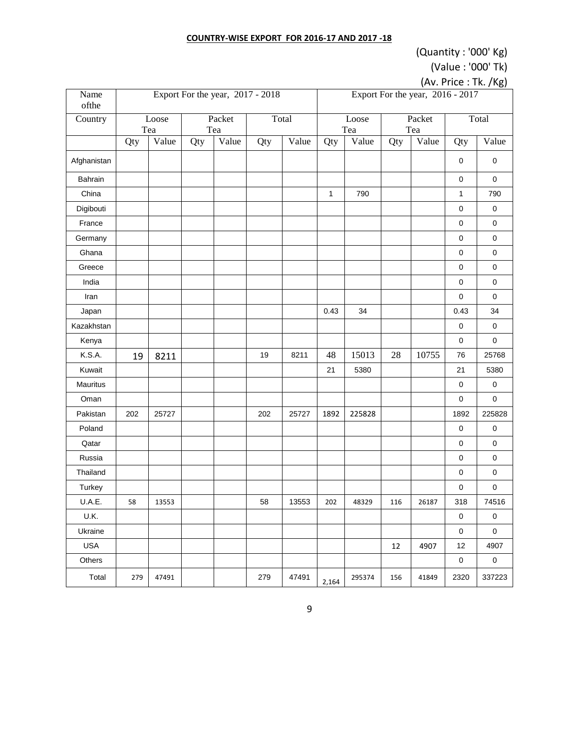**COUNTRY-WISE EXPORT FOR 2016-17 AND 2017 -18**

(Quantity : '000' Kg)
(Value : '000' Tk)
(Av. Price : Tk. /Kg)

| Name ofthe | Export For the year, 2017 - 2018 | | | | | | Export For the year, 2016 - 2017 | | | | | |
|---|---|---|---|---|---|---|---|---|---|---|---|---|
| Country | Loose Tea | | Packet Tea | | Total | | Loose Tea | | Packet Tea | | Total | |
| | Qty | Value | Qty | Value | Qty | Value | Qty | Value | Qty | Value | Qty | Value |
| Afghanistan | | | | | | | | | | | 0 | 0 |
| Bahrain | | | | | | | | | | | 0 | 0 |
| China | | | | | | | 1 | 790 | | | 1 | 790 |
| Digibouti | | | | | | | | | | | 0 | 0 |
| France | | | | | | | | | | | 0 | 0 |
| Germany | | | | | | | | | | | 0 | 0 |
| Ghana | | | | | | | | | | | 0 | 0 |
| Greece | | | | | | | | | | | 0 | 0 |
| India | | | | | | | | | | | 0 | 0 |
| Iran | | | | | | | | | | | 0 | 0 |
| Japan | | | | | | | 0.43 | 34 | | | 0.43 | 34 |
| Kazakhstan | | | | | | | | | | | 0 | 0 |
| Kenya | | | | | | | | | | | 0 | 0 |
| K.S.A. | 19 | 8211 | | | 19 | 8211 | 48 | 15013 | 28 | 10755 | 76 | 25768 |
| Kuwait | | | | | | | 21 | 5380 | | | 21 | 5380 |
| Mauritus | | | | | | | | | | | 0 | 0 |
| Oman | | | | | | | | | | | 0 | 0 |
| Pakistan | 202 | 25727 | | | 202 | 25727 | 1892 | 225828 | | | 1892 | 225828 |
| Poland | | | | | | | | | | | 0 | 0 |
| Qatar | | | | | | | | | | | 0 | 0 |
| Russia | | | | | | | | | | | 0 | 0 |
| Thailand | | | | | | | | | | | 0 | 0 |
| Turkey | | | | | | | | | | | 0 | 0 |
| U.A.E. | 58 | 13553 | | | 58 | 13553 | 202 | 48329 | 116 | 26187 | 318 | 74516 |
| U.K. | | | | | | | | | | | 0 | 0 |
| Ukraine | | | | | | | | | | | 0 | 0 |
| USA | | | | | | | | | 12 | 4907 | 12 | 4907 |
| Others | | | | | | | | | | | 0 | 0 |
| Total | 279 | 47491 | | | 279 | 47491 | 2,164 | 295374 | 156 | 41849 | 2320 | 337223 |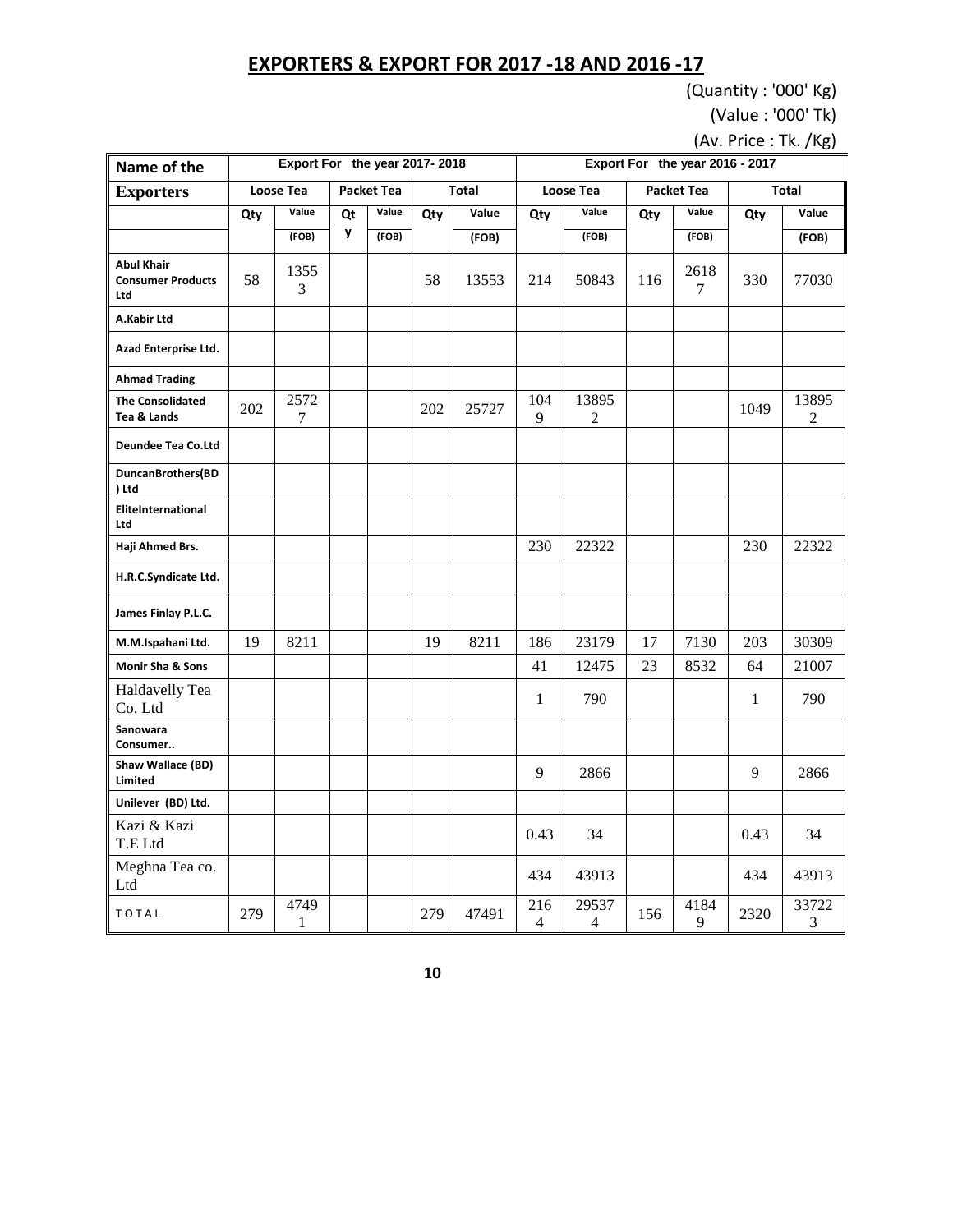## EXPORTERS & EXPORT FOR 2017 -18 AND 2016 -17

(Quantity : '000' Kg)
(Value : '000' Tk)
(Av. Price : Tk. /Kg)

| Name of the | Export For the year 2017- 2018 | | | | | | Export For the year 2016 - 2017 | | | | | |
|---|---|---|---|---|---|---|---|---|---|---|---|---|
| Exporters | Loose Tea | | Packet Tea | | Total | | Loose Tea | | Packet Tea | | Total | |
| | Qty | Value (FOB) | Qty | Value (FOB) | Qty | Value (FOB) | Qty | Value (FOB) | Qty | Value (FOB) | Qty | Value (FOB) |
| Abul Khair Consumer Products Ltd | 58 | 13553 | | | 58 | 13553 | 214 | 50843 | 116 | 26187 | 330 | 77030 |
| A.Kabir Ltd | | | | | | | | | | | | |
| Azad Enterprise Ltd. | | | | | | | | | | | | |
| Ahmad Trading | | | | | | | | | | | | |
| The Consolidated Tea & Lands | 202 | 25727 | | | 202 | 25727 | 1049 | 138952 | | | 1049 | 138952 |
| Deundee Tea Co.Ltd | | | | | | | | | | | | |
| DuncanBrothers(BD) Ltd | | | | | | | | | | | | |
| EliteInternational Ltd | | | | | | | | | | | | |
| Haji Ahmed Brs. | | | | | | | 230 | 22322 | | | 230 | 22322 |
| H.R.C.Syndicate Ltd. | | | | | | | | | | | | |
| James Finlay P.L.C. | | | | | | | | | | | | |
| M.M.Ispahani Ltd. | 19 | 8211 | | | 19 | 8211 | 186 | 23179 | 17 | 7130 | 203 | 30309 |
| Monir Sha & Sons | | | | | | | 41 | 12475 | 23 | 8532 | 64 | 21007 |
| Haldavelly Tea Co. Ltd | | | | | | | 1 | 790 | | | 1 | 790 |
| Sanowara Consumer.. | | | | | | | | | | | | |
| Shaw Wallace (BD) Limited | | | | | | | 9 | 2866 | | | 9 | 2866 |
| Unilever (BD) Ltd. | | | | | | | | | | | | |
| Kazi & Kazi T.E Ltd | | | | | | | 0.43 | 34 | | | 0.43 | 34 |
| Meghna Tea co. Ltd | | | | | | | 434 | 43913 | | | 434 | 43913 |
| TOTAL | 279 | 47491 | | | 279 | 47491 | 2164 | 295374 | 156 | 41849 | 2320 | 337223 |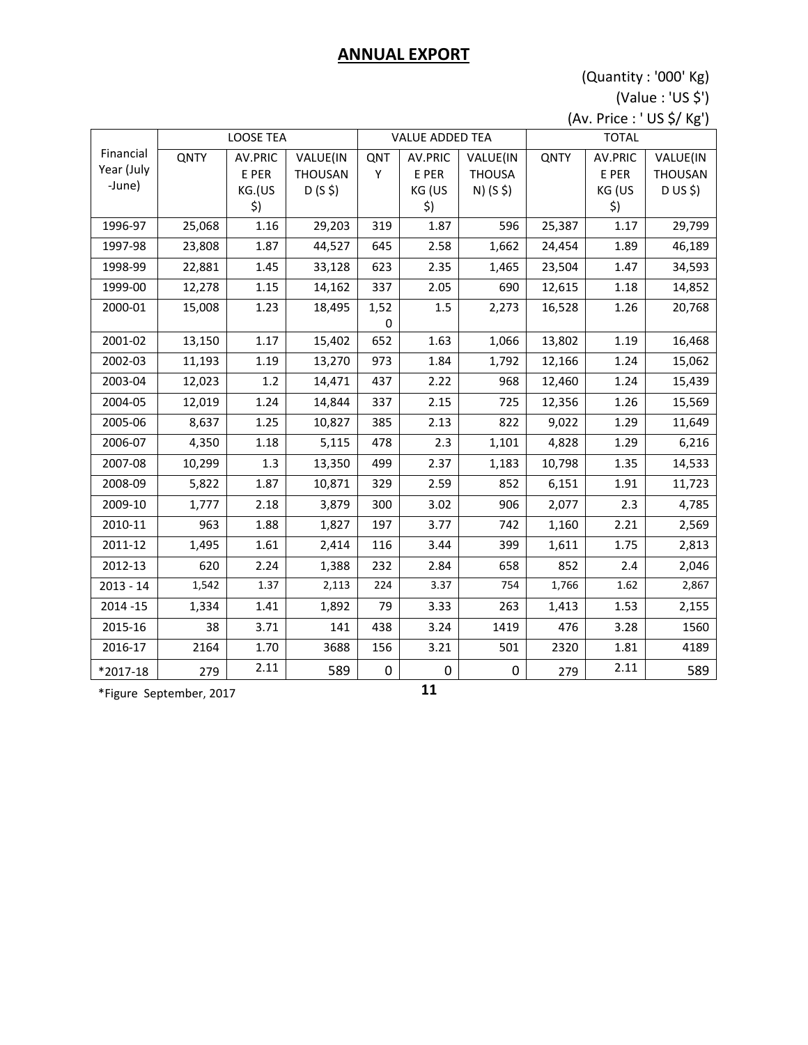## ANNUAL EXPORT

(Quantity : '000' Kg)
(Value : 'US $')
(Av. Price : ' US $/ Kg')

| Financial Year (July -June) | LOOSE TEA | | | VALUE ADDED TEA | | | TOTAL | | |
|---|---|---|---|---|---|---|---|---|---|
| | QNTY | AV.PRICE PER KG.(US $) | VALUE(IN THOUSAND (S $) | QNTY | AV.PRICE PER KG (US $) | VALUE(IN THOUSAN) (S $) | QNTY | AV.PRICE PER KG (US $) | VALUE(IN THOUSAND US $) |
| 1996-97 | 25,068 | 1.16 | 29,203 | 319 | 1.87 | 596 | 25,387 | 1.17 | 29,799 |
| 1997-98 | 23,808 | 1.87 | 44,527 | 645 | 2.58 | 1,662 | 24,454 | 1.89 | 46,189 |
| 1998-99 | 22,881 | 1.45 | 33,128 | 623 | 2.35 | 1,465 | 23,504 | 1.47 | 34,593 |
| 1999-00 | 12,278 | 1.15 | 14,162 | 337 | 2.05 | 690 | 12,615 | 1.18 | 14,852 |
| 2000-01 | 15,008 | 1.23 | 18,495 | 1,520 | 1.5 | 2,273 | 16,528 | 1.26 | 20,768 |
| 2001-02 | 13,150 | 1.17 | 15,402 | 652 | 1.63 | 1,066 | 13,802 | 1.19 | 16,468 |
| 2002-03 | 11,193 | 1.19 | 13,270 | 973 | 1.84 | 1,792 | 12,166 | 1.24 | 15,062 |
| 2003-04 | 12,023 | 1.2 | 14,471 | 437 | 2.22 | 968 | 12,460 | 1.24 | 15,439 |
| 2004-05 | 12,019 | 1.24 | 14,844 | 337 | 2.15 | 725 | 12,356 | 1.26 | 15,569 |
| 2005-06 | 8,637 | 1.25 | 10,827 | 385 | 2.13 | 822 | 9,022 | 1.29 | 11,649 |
| 2006-07 | 4,350 | 1.18 | 5,115 | 478 | 2.3 | 1,101 | 4,828 | 1.29 | 6,216 |
| 2007-08 | 10,299 | 1.3 | 13,350 | 499 | 2.37 | 1,183 | 10,798 | 1.35 | 14,533 |
| 2008-09 | 5,822 | 1.87 | 10,871 | 329 | 2.59 | 852 | 6,151 | 1.91 | 11,723 |
| 2009-10 | 1,777 | 2.18 | 3,879 | 300 | 3.02 | 906 | 2,077 | 2.3 | 4,785 |
| 2010-11 | 963 | 1.88 | 1,827 | 197 | 3.77 | 742 | 1,160 | 2.21 | 2,569 |
| 2011-12 | 1,495 | 1.61 | 2,414 | 116 | 3.44 | 399 | 1,611 | 1.75 | 2,813 |
| 2012-13 | 620 | 2.24 | 1,388 | 232 | 2.84 | 658 | 852 | 2.4 | 2,046 |
| 2013 - 14 | 1,542 | 1.37 | 2,113 | 224 | 3.37 | 754 | 1,766 | 1.62 | 2,867 |
| 2014 -15 | 1,334 | 1.41 | 1,892 | 79 | 3.33 | 263 | 1,413 | 1.53 | 2,155 |
| 2015-16 | 38 | 3.71 | 141 | 438 | 3.24 | 1419 | 476 | 3.28 | 1560 |
| 2016-17 | 2164 | 1.70 | 3688 | 156 | 3.21 | 501 | 2320 | 1.81 | 4189 |
| *2017-18 | 279 | 2.11 | 589 | 0 | 0 | 0 | 279 | 2.11 | 589 |

*Figure September, 2017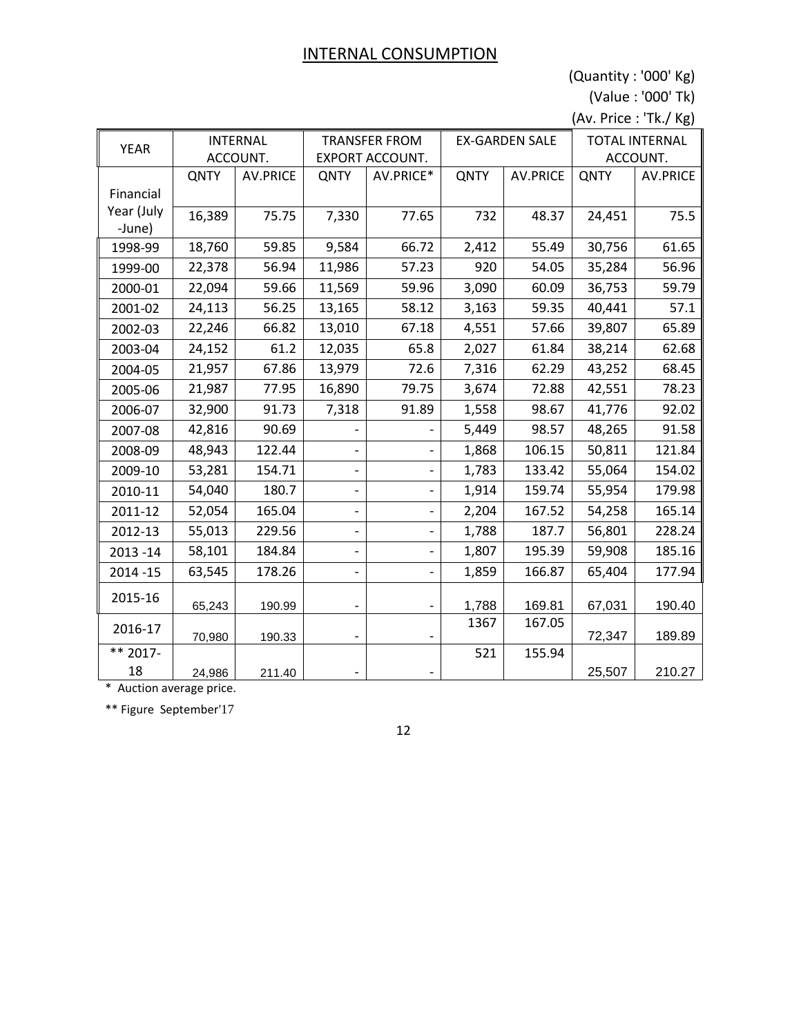## INTERNAL CONSUMPTION

(Quantity : '000' Kg)
(Value : '000' Tk)
(Av. Price : 'Tk./ Kg)

| YEAR | INTERNAL ACCOUNT. | | TRANSFER FROM EXPORT ACCOUNT. | | EX-GARDEN SALE | | TOTAL INTERNAL ACCOUNT. | |
|---|---|---|---|---|---|---|---|---|
| | QNTY | AV.PRICE | QNTY | AV.PRICE* | QNTY | AV.PRICE | QNTY | AV.PRICE |
| Financial Year (July -June) | 16,389 | 75.75 | 7,330 | 77.65 | 732 | 48.37 | 24,451 | 75.5 |
| 1998-99 | 18,760 | 59.85 | 9,584 | 66.72 | 2,412 | 55.49 | 30,756 | 61.65 |
| 1999-00 | 22,378 | 56.94 | 11,986 | 57.23 | 920 | 54.05 | 35,284 | 56.96 |
| 2000-01 | 22,094 | 59.66 | 11,569 | 59.96 | 3,090 | 60.09 | 36,753 | 59.79 |
| 2001-02 | 24,113 | 56.25 | 13,165 | 58.12 | 3,163 | 59.35 | 40,441 | 57.1 |
| 2002-03 | 22,246 | 66.82 | 13,010 | 67.18 | 4,551 | 57.66 | 39,807 | 65.89 |
| 2003-04 | 24,152 | 61.2 | 12,035 | 65.8 | 2,027 | 61.84 | 38,214 | 62.68 |
| 2004-05 | 21,957 | 67.86 | 13,979 | 72.6 | 7,316 | 62.29 | 43,252 | 68.45 |
| 2005-06 | 21,987 | 77.95 | 16,890 | 79.75 | 3,674 | 72.88 | 42,551 | 78.23 |
| 2006-07 | 32,900 | 91.73 | 7,318 | 91.89 | 1,558 | 98.67 | 41,776 | 92.02 |
| 2007-08 | 42,816 | 90.69 | - | - | 5,449 | 98.57 | 48,265 | 91.58 |
| 2008-09 | 48,943 | 122.44 | - | - | 1,868 | 106.15 | 50,811 | 121.84 |
| 2009-10 | 53,281 | 154.71 | - | - | 1,783 | 133.42 | 55,064 | 154.02 |
| 2010-11 | 54,040 | 180.7 | - | - | 1,914 | 159.74 | 55,954 | 179.98 |
| 2011-12 | 52,054 | 165.04 | - | - | 2,204 | 167.52 | 54,258 | 165.14 |
| 2012-13 | 55,013 | 229.56 | - | - | 1,788 | 187.7 | 56,801 | 228.24 |
| 2013 -14 | 58,101 | 184.84 | - | - | 1,807 | 195.39 | 59,908 | 185.16 |
| 2014 -15 | 63,545 | 178.26 | - | - | 1,859 | 166.87 | 65,404 | 177.94 |
| 2015-16 | 65,243 | 190.99 | - | - | 1,788 | 169.81 | 67,031 | 190.40 |
| 2016-17 | 70,980 | 190.33 | - | - | 1367 | 167.05 | 72,347 | 189.89 |
| ** 2017-18 | 24,986 | 211.40 | - | - | 521 | 155.94 | 25,507 | 210.27 |

\* Auction average price.

** Figure September'17